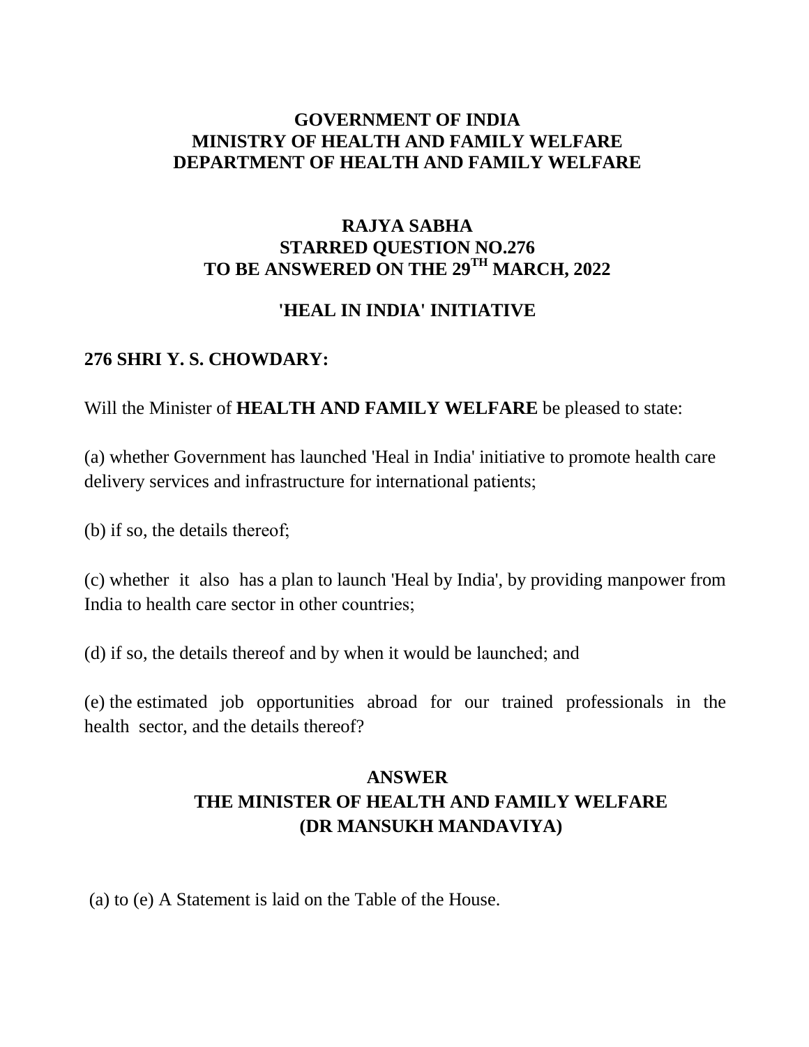**GOVERNMENT OF INDIA**
**MINISTRY OF HEALTH AND FAMILY WELFARE**
**DEPARTMENT OF HEALTH AND FAMILY WELFARE**

**RAJYA SABHA**
**STARRED QUESTION NO.276**
**TO BE ANSWERED ON THE 29TH MARCH, 2022**

## 'HEAL IN INDIA' INITIATIVE

**276 SHRI Y. S. CHOWDARY:**

Will the Minister of **HEALTH AND FAMILY WELFARE** be pleased to state:

(a) whether Government has launched 'Heal in India' initiative to promote health care delivery services and infrastructure for international patients;

(b) if so, the details thereof;

(c) whether it also has a plan to launch 'Heal by India', by providing manpower from India to health care sector in other countries;

(d) if so, the details thereof and by when it would be launched; and

(e) the estimated job opportunities abroad for our trained professionals in the health sector, and the details thereof?

**ANSWER**
**THE MINISTER OF HEALTH AND FAMILY WELFARE**
**(DR MANSUKH MANDAVIYA)**

(a) to (e) A Statement is laid on the Table of the House.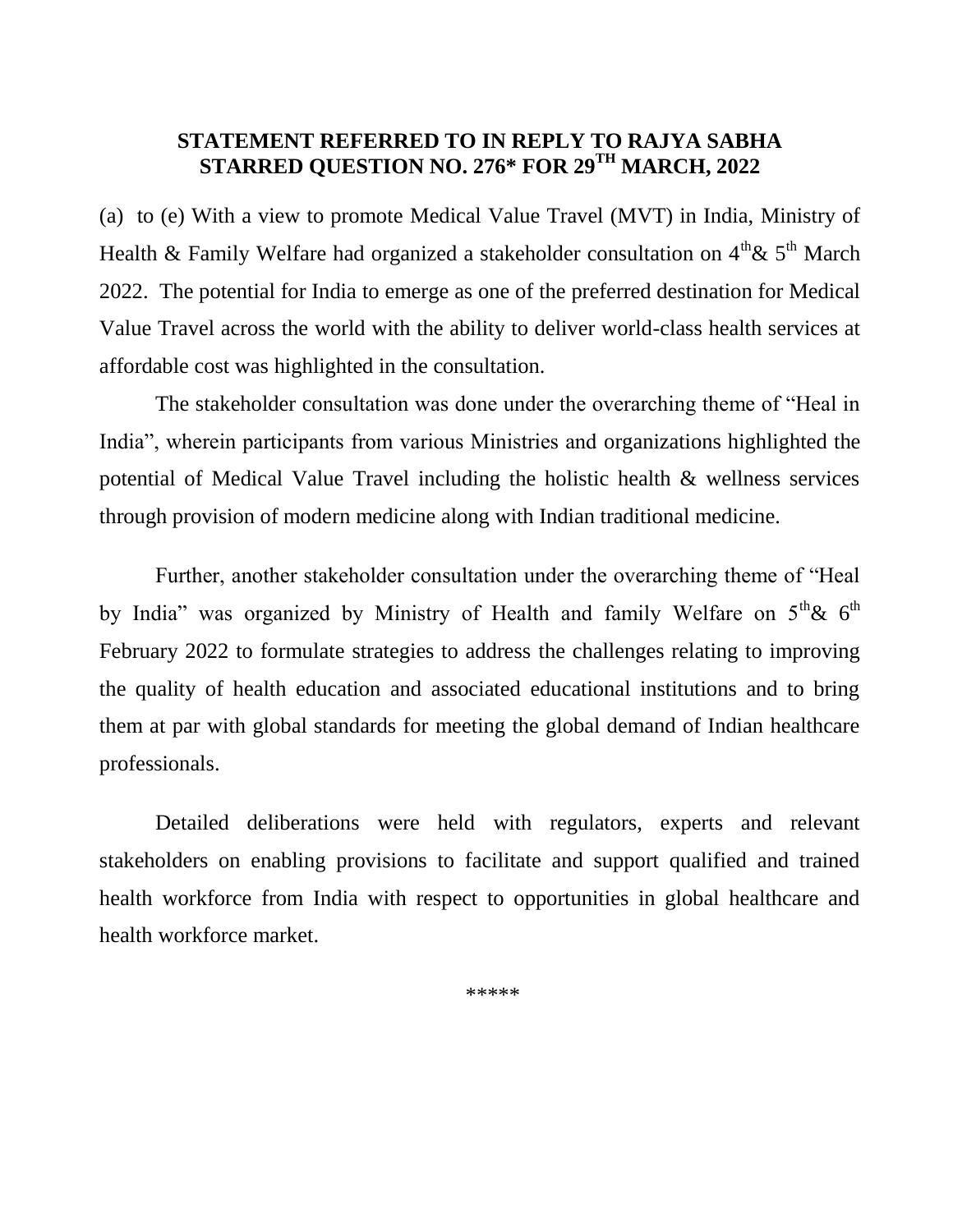**STATEMENT REFERRED TO IN REPLY TO RAJYA SABHA STARRED QUESTION NO. 276* FOR 29TH MARCH, 2022**

(a) to (e) With a view to promote Medical Value Travel (MVT) in India, Ministry of Health & Family Welfare had organized a stakeholder consultation on 4th& 5th March 2022. The potential for India to emerge as one of the preferred destination for Medical Value Travel across the world with the ability to deliver world-class health services at affordable cost was highlighted in the consultation.

The stakeholder consultation was done under the overarching theme of "Heal in India", wherein participants from various Ministries and organizations highlighted the potential of Medical Value Travel including the holistic health & wellness services through provision of modern medicine along with Indian traditional medicine.

Further, another stakeholder consultation under the overarching theme of "Heal by India" was organized by Ministry of Health and family Welfare on 5th& 6th February 2022 to formulate strategies to address the challenges relating to improving the quality of health education and associated educational institutions and to bring them at par with global standards for meeting the global demand of Indian healthcare professionals.

Detailed deliberations were held with regulators, experts and relevant stakeholders on enabling provisions to facilitate and support qualified and trained health workforce from India with respect to opportunities in global healthcare and health workforce market.

*****